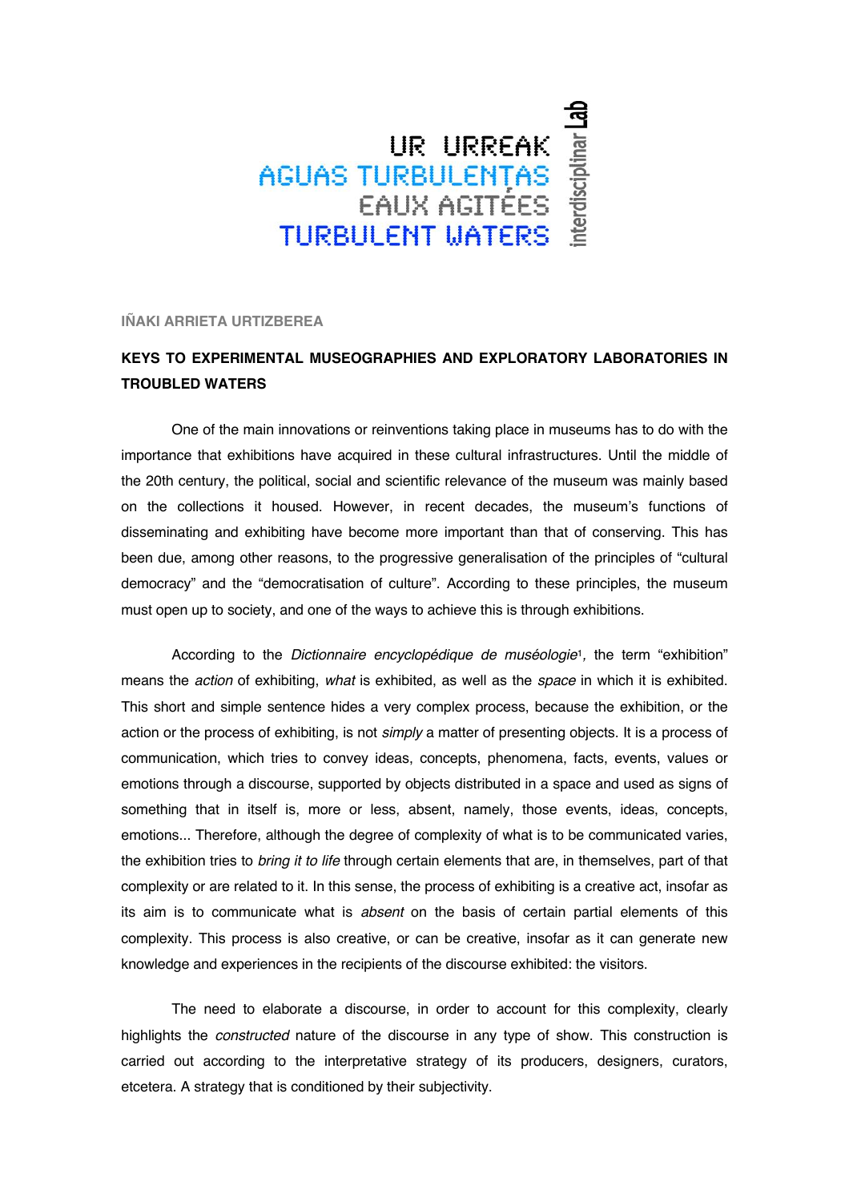UR URREAK
AGUAS TURBULENTAS
EAUX AGITÉES
TURBULENT WATERS

interdisciplinar Lab

IÑAKI ARRIETA URTIZBEREA

**KEYS TO EXPERIMENTAL MUSEOGRAPHIES AND EXPLORATORY LABORATORIES IN TROUBLED WATERS**

One of the main innovations or reinventions taking place in museums has to do with the importance that exhibitions have acquired in these cultural infrastructures. Until the middle of the 20th century, the political, social and scientific relevance of the museum was mainly based on the collections it housed. However, in recent decades, the museum's functions of disseminating and exhibiting have become more important than that of conserving. This has been due, among other reasons, to the progressive generalisation of the principles of "cultural democracy" and the "democratisation of culture". According to these principles, the museum must open up to society, and one of the ways to achieve this is through exhibitions.

According to the *Dictionnaire encyclopédique de muséologie*[1], the term "exhibition" means the *action* of exhibiting, *what* is exhibited, as well as the *space* in which it is exhibited. This short and simple sentence hides a very complex process, because the exhibition, or the action or the process of exhibiting, is not *simply* a matter of presenting objects. It is a process of communication, which tries to convey ideas, concepts, phenomena, facts, events, values or emotions through a discourse, supported by objects distributed in a space and used as signs of something that in itself is, more or less, absent, namely, those events, ideas, concepts, emotions... Therefore, although the degree of complexity of what is to be communicated varies, the exhibition tries to *bring it to life* through certain elements that are, in themselves, part of that complexity or are related to it. In this sense, the process of exhibiting is a creative act, insofar as its aim is to communicate what is *absent* on the basis of certain partial elements of this complexity. This process is also creative, or can be creative, insofar as it can generate new knowledge and experiences in the recipients of the discourse exhibited: the visitors.

The need to elaborate a discourse, in order to account for this complexity, clearly highlights the *constructed* nature of the discourse in any type of show. This construction is carried out according to the interpretative strategy of its producers, designers, curators, etcetera. A strategy that is conditioned by their subjectivity.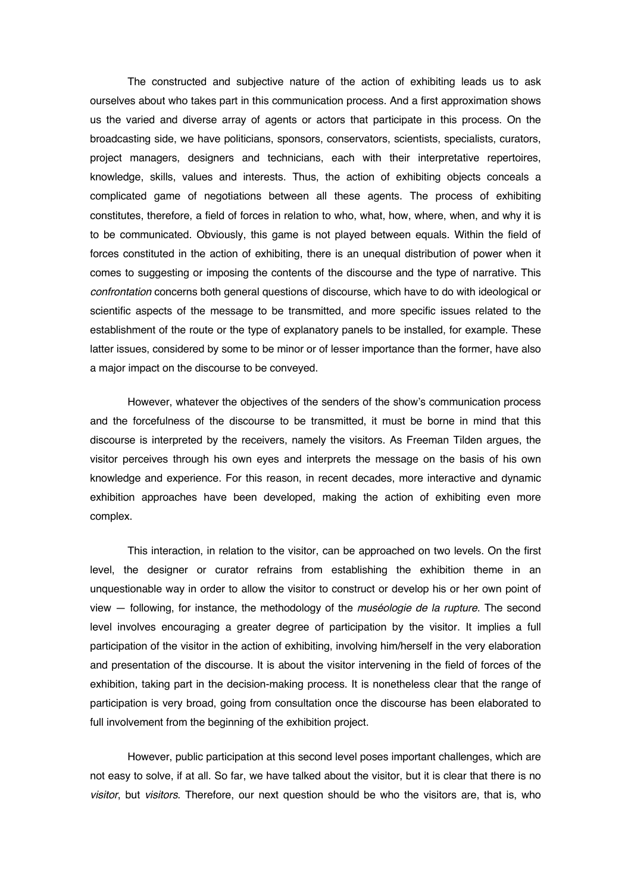The constructed and subjective nature of the action of exhibiting leads us to ask ourselves about who takes part in this communication process. And a first approximation shows us the varied and diverse array of agents or actors that participate in this process. On the broadcasting side, we have politicians, sponsors, conservators, scientists, specialists, curators, project managers, designers and technicians, each with their interpretative repertoires, knowledge, skills, values and interests. Thus, the action of exhibiting objects conceals a complicated game of negotiations between all these agents. The process of exhibiting constitutes, therefore, a field of forces in relation to who, what, how, where, when, and why it is to be communicated. Obviously, this game is not played between equals. Within the field of forces constituted in the action of exhibiting, there is an unequal distribution of power when it comes to suggesting or imposing the contents of the discourse and the type of narrative. This *confrontation* concerns both general questions of discourse, which have to do with ideological or scientific aspects of the message to be transmitted, and more specific issues related to the establishment of the route or the type of explanatory panels to be installed, for example. These latter issues, considered by some to be minor or of lesser importance than the former, have also a major impact on the discourse to be conveyed.

However, whatever the objectives of the senders of the show's communication process and the forcefulness of the discourse to be transmitted, it must be borne in mind that this discourse is interpreted by the receivers, namely the visitors. As Freeman Tilden argues, the visitor perceives through his own eyes and interprets the message on the basis of his own knowledge and experience. For this reason, in recent decades, more interactive and dynamic exhibition approaches have been developed, making the action of exhibiting even more complex.

This interaction, in relation to the visitor, can be approached on two levels. On the first level, the designer or curator refrains from establishing the exhibition theme in an unquestionable way in order to allow the visitor to construct or develop his or her own point of view — following, for instance, the methodology of the *muséologie de la rupture*. The second level involves encouraging a greater degree of participation by the visitor. It implies a full participation of the visitor in the action of exhibiting, involving him/herself in the very elaboration and presentation of the discourse. It is about the visitor intervening in the field of forces of the exhibition, taking part in the decision-making process. It is nonetheless clear that the range of participation is very broad, going from consultation once the discourse has been elaborated to full involvement from the beginning of the exhibition project.

However, public participation at this second level poses important challenges, which are not easy to solve, if at all. So far, we have talked about the visitor, but it is clear that there is no *visitor*, but *visitors*. Therefore, our next question should be who the visitors are, that is, who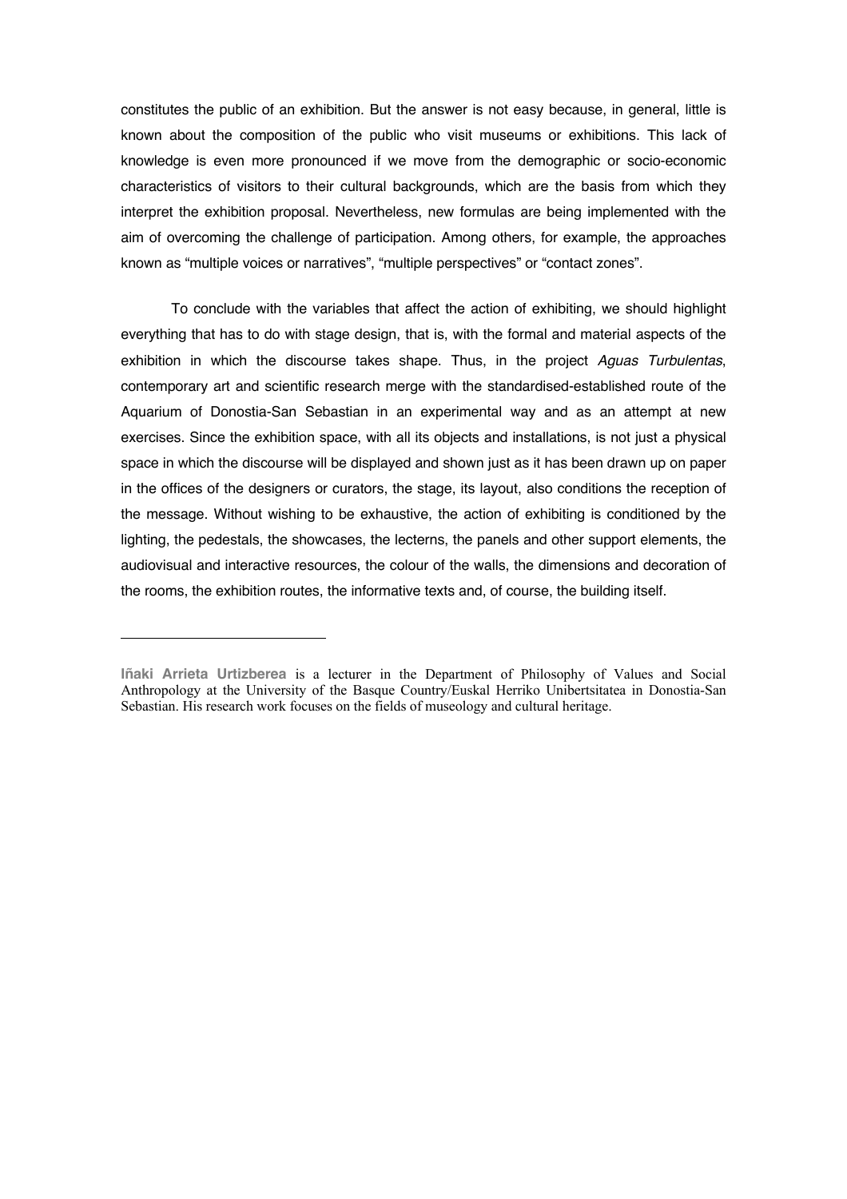constitutes the public of an exhibition. But the answer is not easy because, in general, little is known about the composition of the public who visit museums or exhibitions. This lack of knowledge is even more pronounced if we move from the demographic or socio-economic characteristics of visitors to their cultural backgrounds, which are the basis from which they interpret the exhibition proposal. Nevertheless, new formulas are being implemented with the aim of overcoming the challenge of participation. Among others, for example, the approaches known as "multiple voices or narratives", "multiple perspectives" or "contact zones".

To conclude with the variables that affect the action of exhibiting, we should highlight everything that has to do with stage design, that is, with the formal and material aspects of the exhibition in which the discourse takes shape. Thus, in the project *Aguas Turbulentas*, contemporary art and scientific research merge with the standardised-established route of the Aquarium of Donostia-San Sebastian in an experimental way and as an attempt at new exercises. Since the exhibition space, with all its objects and installations, is not just a physical space in which the discourse will be displayed and shown just as it has been drawn up on paper in the offices of the designers or curators, the stage, its layout, also conditions the reception of the message. Without wishing to be exhaustive, the action of exhibiting is conditioned by the lighting, the pedestals, the showcases, the lecterns, the panels and other support elements, the audiovisual and interactive resources, the colour of the walls, the dimensions and decoration of the rooms, the exhibition routes, the informative texts and, of course, the building itself.

---

**Iñaki Arrieta Urtizberea** is a lecturer in the Department of Philosophy of Values and Social Anthropology at the University of the Basque Country/Euskal Herriko Unibertsitatea in Donostia-San Sebastian. His research work focuses on the fields of museology and cultural heritage.